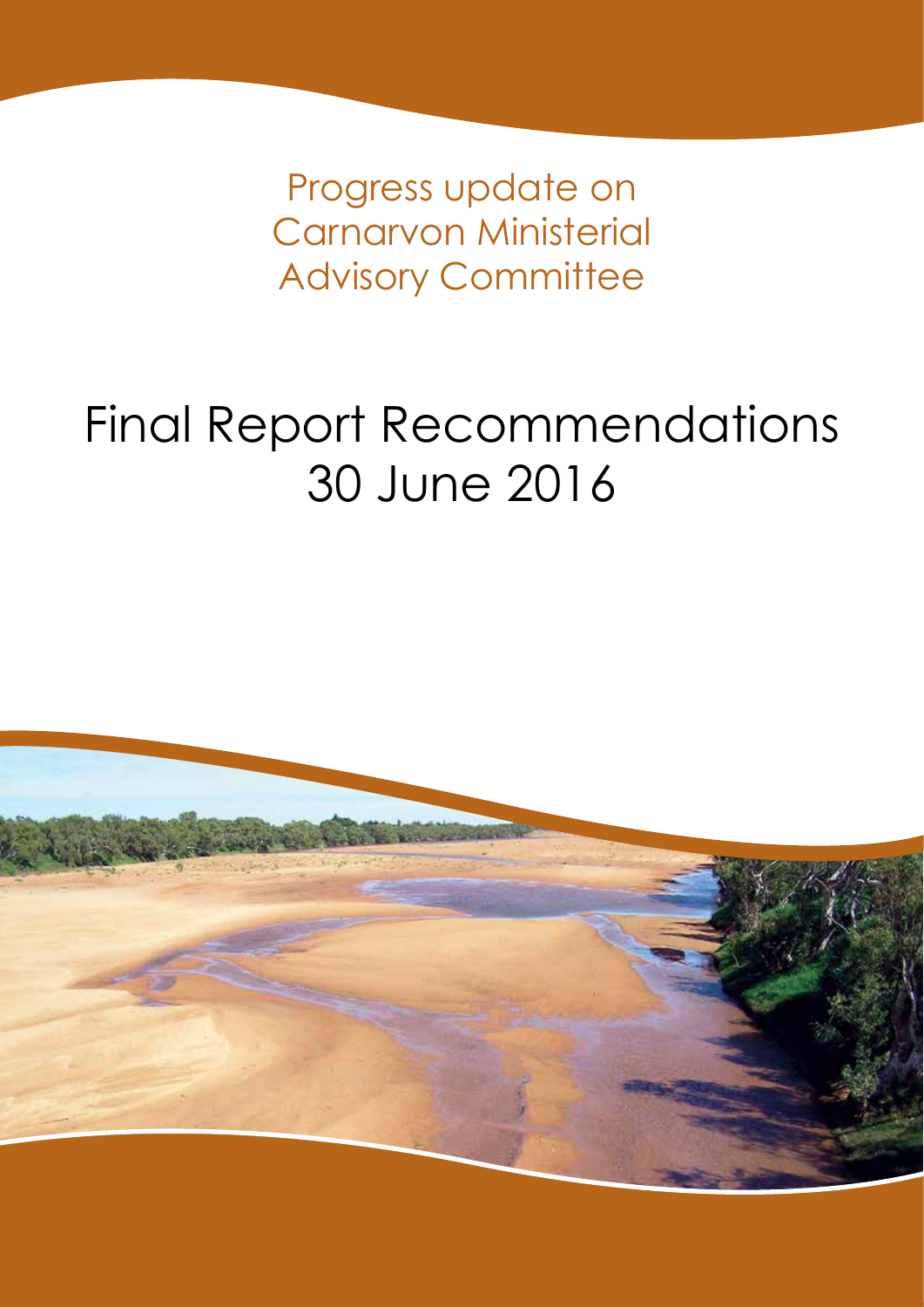Progress update on Carnarvon Ministerial Advisory Committee

# Final Report Recommendations 30 June 2016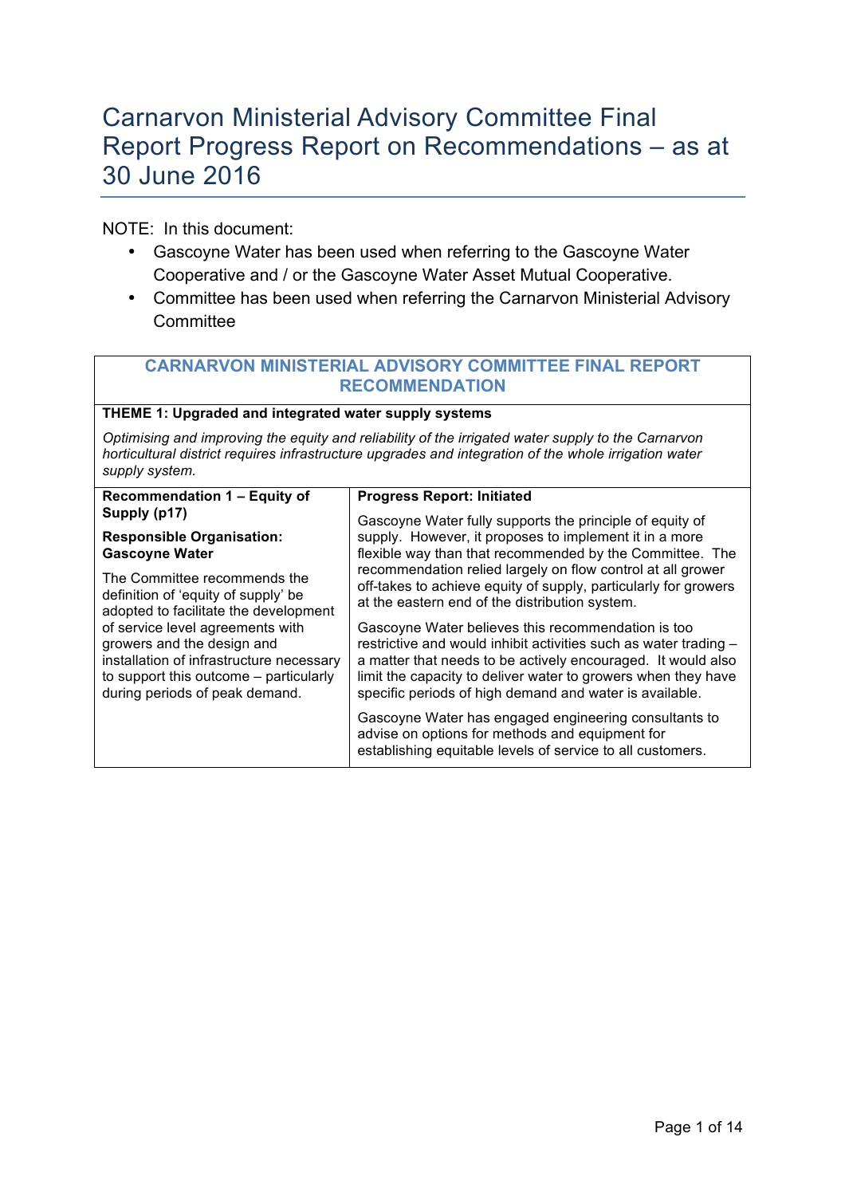# Carnarvon Ministerial Advisory Committee Final Report Progress Report on Recommendations – as at 30 June 2016

NOTE: In this document:

- Gascoyne Water has been used when referring to the Gascoyne Water Cooperative and / or the Gascoyne Water Asset Mutual Cooperative.
- Committee has been used when referring the Carnarvon Ministerial Advisory Committee

| CARNARVON MINISTERIAL ADVISORY COMMITTEE FINAL REPORT RECOMMENDATION | |
|---|---|
| **THEME 1: Upgraded and integrated water supply systems**<br>*Optimising and improving the equity and reliability of the irrigated water supply to the Carnarvon horticultural district requires infrastructure upgrades and integration of the whole irrigation water supply system.* | |
| **Recommendation 1 – Equity of Supply (p17)**<br>**Responsible Organisation: Gascoyne Water**<br>The Committee recommends the definition of 'equity of supply' be adopted to facilitate the development of service level agreements with growers and the design and installation of infrastructure necessary to support this outcome – particularly during periods of peak demand. | **Progress Report: Initiated**<br>Gascoyne Water fully supports the principle of equity of supply. However, it proposes to implement it in a more flexible way than that recommended by the Committee. The recommendation relied largely on flow control at all grower off-takes to achieve equity of supply, particularly for growers at the eastern end of the distribution system.<br>Gascoyne Water believes this recommendation is too restrictive and would inhibit activities such as water trading – a matter that needs to be actively encouraged. It would also limit the capacity to deliver water to growers when they have specific periods of high demand and water is available.<br>Gascoyne Water has engaged engineering consultants to advise on options for methods and equipment for establishing equitable levels of service to all customers. |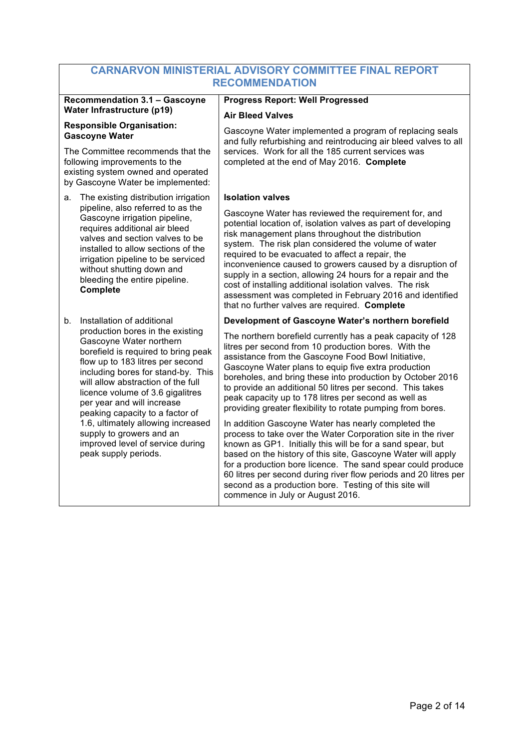| CARNARVON MINISTERIAL ADVISORY COMMITTEE FINAL REPORT RECOMMENDATION | |
|---|---|
| **Recommendation 3.1 – Gascoyne Water Infrastructure (p19)**<br><br>**Responsible Organisation: Gascoyne Water**<br><br>The Committee recommends that the following improvements to the existing system owned and operated by Gascoyne Water be implemented: | **Progress Report: Well Progressed**<br><br>**Air Bleed Valves**<br><br>Gascoyne Water implemented a program of replacing seals and fully refurbishing and reintroducing air bleed valves to all services. Work for all the 185 current services was completed at the end of May 2016. **Complete** |
| a. The existing distribution irrigation pipeline, also referred to as the Gascoyne irrigation pipeline, requires additional air bleed valves and section valves to be installed to allow sections of the irrigation pipeline to be serviced without shutting down and bleeding the entire pipeline. **Complete** | **Isolation valves**<br><br>Gascoyne Water has reviewed the requirement for, and potential location of, isolation valves as part of developing risk management plans throughout the distribution system. The risk plan considered the volume of water required to be evacuated to affect a repair, the inconvenience caused to growers caused by a disruption of supply in a section, allowing 24 hours for a repair and the cost of installing additional isolation valves. The risk assessment was completed in February 2016 and identified that no further valves are required. **Complete** |
| b. Installation of additional production bores in the existing Gascoyne Water northern borefield is required to bring peak flow up to 183 litres per second including bores for stand-by. This will allow abstraction of the full licence volume of 3.6 gigalitres per year and will increase peaking capacity to a factor of 1.6, ultimately allowing increased supply to growers and an improved level of service during peak supply periods. | **Development of Gascoyne Water's northern borefield**<br><br>The northern borefield currently has a peak capacity of 128 litres per second from 10 production bores. With the assistance from the Gascoyne Food Bowl Initiative, Gascoyne Water plans to equip five extra production boreholes, and bring these into production by October 2016 to provide an additional 50 litres per second. This takes peak capacity up to 178 litres per second as well as providing greater flexibility to rotate pumping from bores.<br><br>In addition Gascoyne Water has nearly completed the process to take over the Water Corporation site in the river known as GP1. Initially this will be for a sand spear, but based on the history of this site, Gascoyne Water will apply for a production bore licence. The sand spear could produce 60 litres per second during river flow periods and 20 litres per second as a production bore. Testing of this site will commence in July or August 2016. |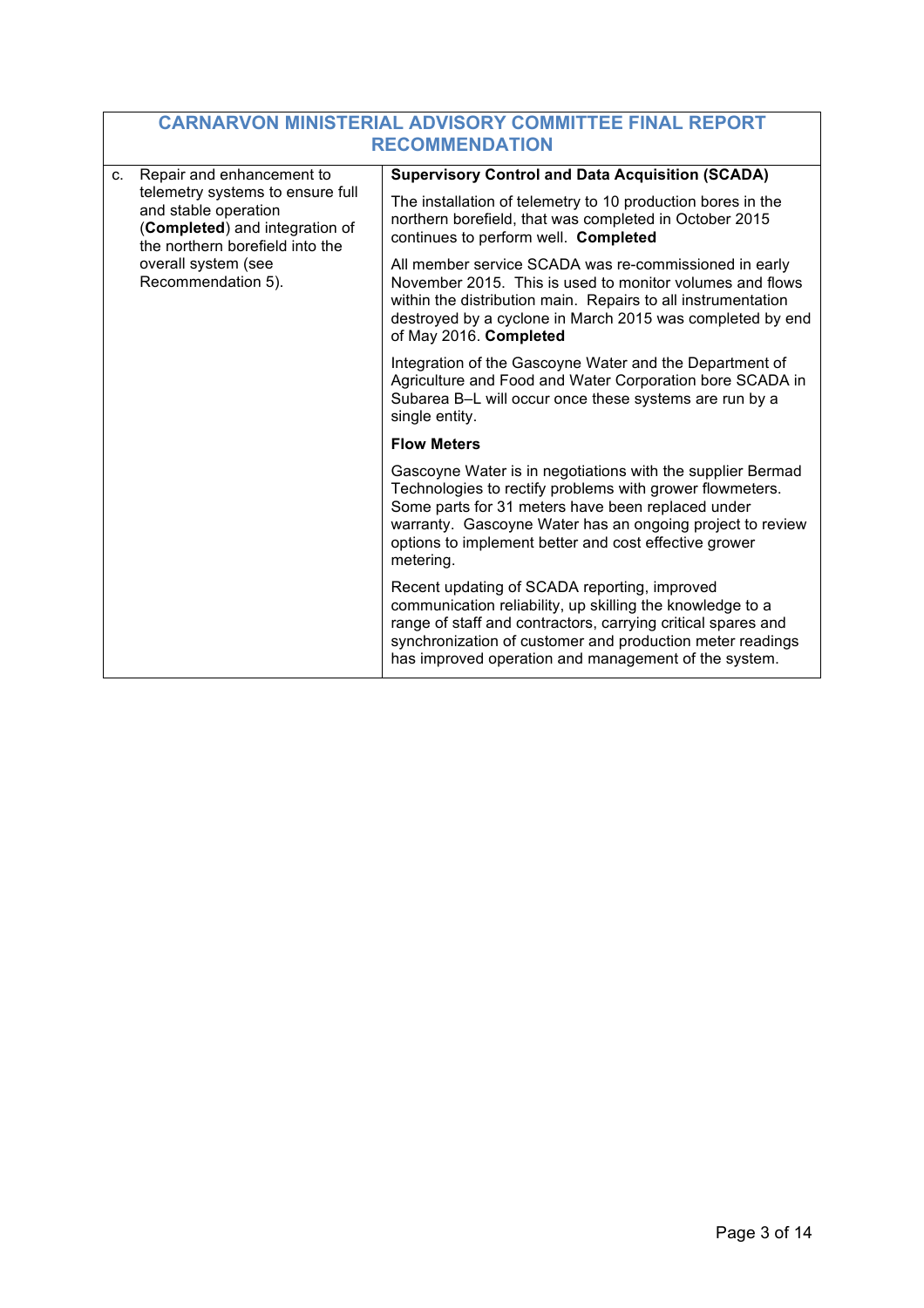| CARNARVON MINISTERIAL ADVISORY COMMITTEE FINAL REPORT RECOMMENDATION | |
|---|---|
| c. Repair and enhancement to telemetry systems to ensure full and stable operation (**Completed**) and integration of the northern borefield into the overall system (see Recommendation 5). | **Supervisory Control and Data Acquisition (SCADA)**<br><br>The installation of telemetry to 10 production bores in the northern borefield, that was completed in October 2015 continues to perform well. **Completed**<br><br>All member service SCADA was re-commissioned in early November 2015. This is used to monitor volumes and flows within the distribution main. Repairs to all instrumentation destroyed by a cyclone in March 2015 was completed by end of May 2016. **Completed**<br><br>Integration of the Gascoyne Water and the Department of Agriculture and Food and Water Corporation bore SCADA in Subarea B–L will occur once these systems are run by a single entity.<br><br>**Flow Meters**<br><br>Gascoyne Water is in negotiations with the supplier Bermad Technologies to rectify problems with grower flowmeters. Some parts for 31 meters have been replaced under warranty. Gascoyne Water has an ongoing project to review options to implement better and cost effective grower metering.<br><br>Recent updating of SCADA reporting, improved communication reliability, up skilling the knowledge to a range of staff and contractors, carrying critical spares and synchronization of customer and production meter readings has improved operation and management of the system. |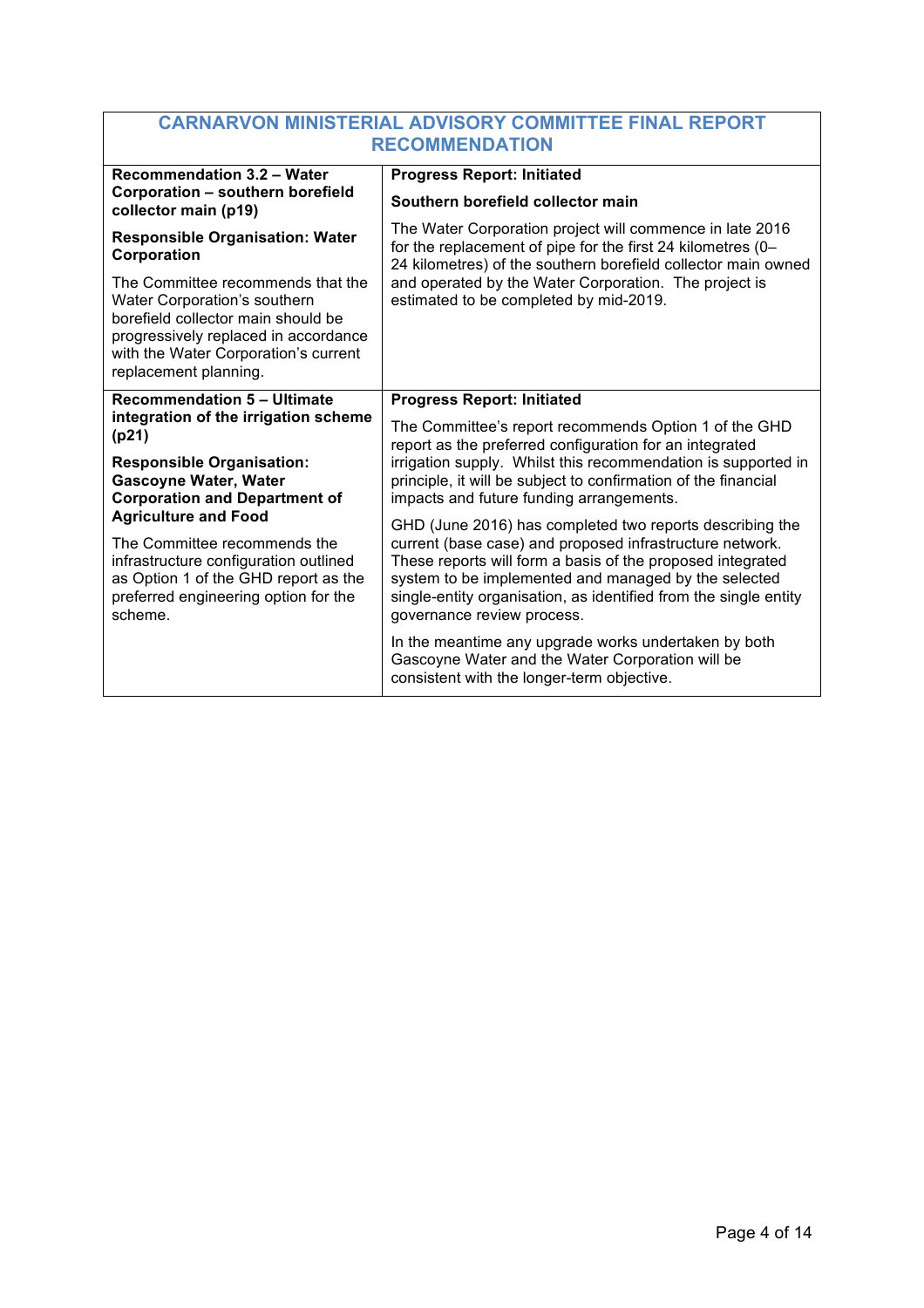| CARNARVON MINISTERIAL ADVISORY COMMITTEE FINAL REPORT RECOMMENDATION | |
|---|---|
| **Recommendation 3.2 – Water Corporation – southern borefield collector main (p19)**<br><br>**Responsible Organisation: Water Corporation**<br><br>The Committee recommends that the Water Corporation's southern borefield collector main should be progressively replaced in accordance with the Water Corporation's current replacement planning. | **Progress Report: Initiated**<br><br>**Southern borefield collector main**<br><br>The Water Corporation project will commence in late 2016 for the replacement of pipe for the first 24 kilometres (0–24 kilometres) of the southern borefield collector main owned and operated by the Water Corporation. The project is estimated to be completed by mid-2019. |
| **Recommendation 5 – Ultimate integration of the irrigation scheme (p21)**<br><br>**Responsible Organisation: Gascoyne Water, Water Corporation and Department of Agriculture and Food**<br><br>The Committee recommends the infrastructure configuration outlined as Option 1 of the GHD report as the preferred engineering option for the scheme. | **Progress Report: Initiated**<br><br>The Committee's report recommends Option 1 of the GHD report as the preferred configuration for an integrated irrigation supply. Whilst this recommendation is supported in principle, it will be subject to confirmation of the financial impacts and future funding arrangements.<br><br>GHD (June 2016) has completed two reports describing the current (base case) and proposed infrastructure network. These reports will form a basis of the proposed integrated system to be implemented and managed by the selected single-entity organisation, as identified from the single entity governance review process.<br><br>In the meantime any upgrade works undertaken by both Gascoyne Water and the Water Corporation will be consistent with the longer-term objective. |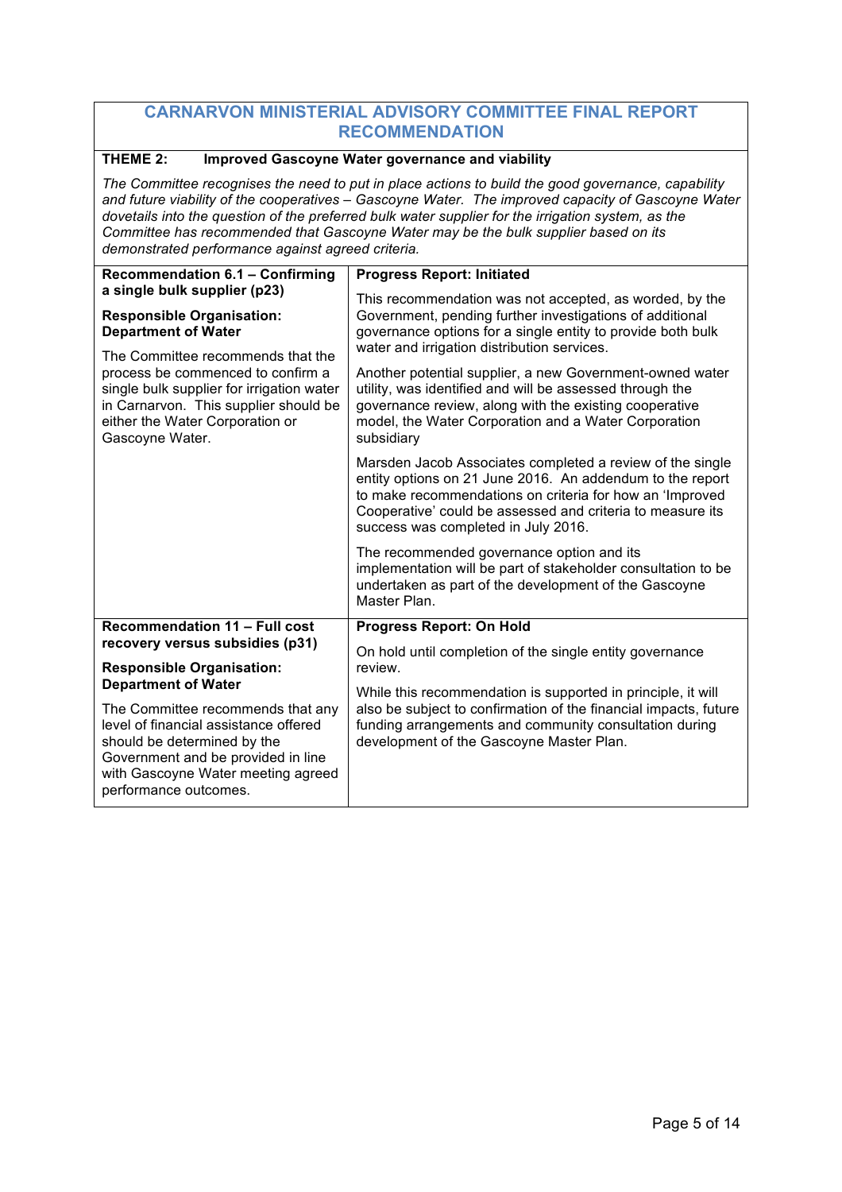## CARNARVON MINISTERIAL ADVISORY COMMITTEE FINAL REPORT RECOMMENDATION

**THEME 2: Improved Gascoyne Water governance and viability**

*The Committee recognises the need to put in place actions to build the good governance, capability and future viability of the cooperatives – Gascoyne Water. The improved capacity of Gascoyne Water dovetails into the question of the preferred bulk water supplier for the irrigation system, as the Committee has recommended that Gascoyne Water may be the bulk supplier based on its demonstrated performance against agreed criteria.*

| Recommendation | Progress Report |
|---|---|
| **Recommendation 6.1 – Confirming a single bulk supplier (p23)**<br><br>**Responsible Organisation: Department of Water**<br><br>The Committee recommends that the process be commenced to confirm a single bulk supplier for irrigation water in Carnarvon. This supplier should be either the Water Corporation or Gascoyne Water. | **Progress Report: Initiated**<br><br>This recommendation was not accepted, as worded, by the Government, pending further investigations of additional governance options for a single entity to provide both bulk water and irrigation distribution services.<br><br>Another potential supplier, a new Government-owned water utility, was identified and will be assessed through the governance review, along with the existing cooperative model, the Water Corporation and a Water Corporation subsidiary<br><br>Marsden Jacob Associates completed a review of the single entity options on 21 June 2016. An addendum to the report to make recommendations on criteria for how an 'Improved Cooperative' could be assessed and criteria to measure its success was completed in July 2016.<br><br>The recommended governance option and its implementation will be part of stakeholder consultation to be undertaken as part of the development of the Gascoyne Master Plan. |
| **Recommendation 11 – Full cost recovery versus subsidies (p31)**<br><br>**Responsible Organisation: Department of Water**<br><br>The Committee recommends that any level of financial assistance offered should be determined by the Government and be provided in line with Gascoyne Water meeting agreed performance outcomes. | **Progress Report: On Hold**<br><br>On hold until completion of the single entity governance review.<br><br>While this recommendation is supported in principle, it will also be subject to confirmation of the financial impacts, future funding arrangements and community consultation during development of the Gascoyne Master Plan. |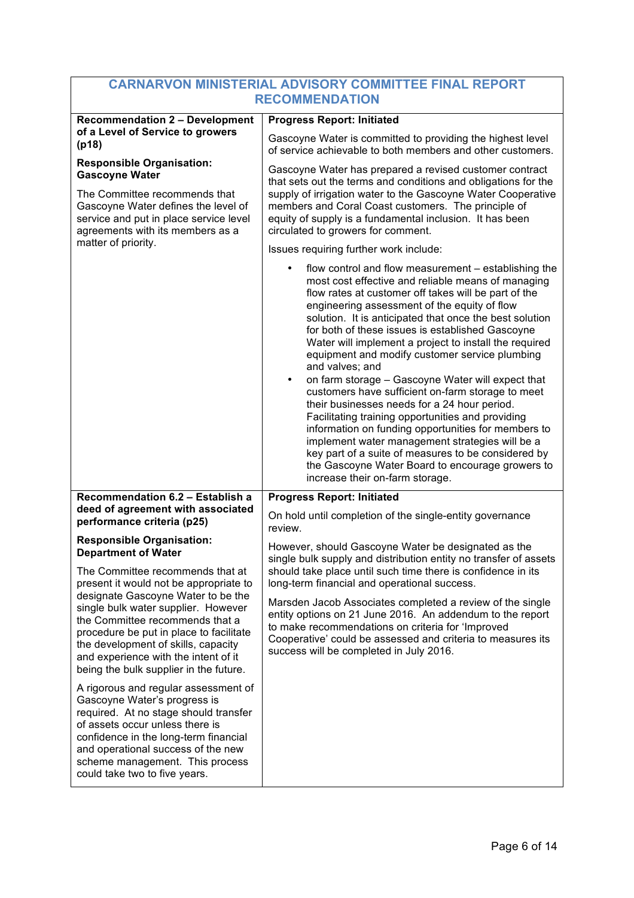| CARNARVON MINISTERIAL ADVISORY COMMITTEE FINAL REPORT RECOMMENDATION | |
|---|---|
| **Recommendation 2 – Development of a Level of Service to growers (p18)**<br><br>**Responsible Organisation: Gascoyne Water**<br><br>The Committee recommends that Gascoyne Water defines the level of service and put in place service level agreements with its members as a matter of priority. | **Progress Report: Initiated**<br><br>Gascoyne Water is committed to providing the highest level of service achievable to both members and other customers.<br><br>Gascoyne Water has prepared a revised customer contract that sets out the terms and conditions and obligations for the supply of irrigation water to the Gascoyne Water Cooperative members and Coral Coast customers. The principle of equity of supply is a fundamental inclusion. It has been circulated to growers for comment.<br><br>Issues requiring further work include:<br><br>• flow control and flow measurement – establishing the most cost effective and reliable means of managing flow rates at customer off takes will be part of the engineering assessment of the equity of flow solution. It is anticipated that once the best solution for both of these issues is established Gascoyne Water will implement a project to install the required equipment and modify customer service plumbing and valves; and<br>• on farm storage – Gascoyne Water will expect that customers have sufficient on-farm storage to meet their businesses needs for a 24 hour period. Facilitating training opportunities and providing information on funding opportunities for members to implement water management strategies will be a key part of a suite of measures to be considered by the Gascoyne Water Board to encourage growers to increase their on-farm storage. |
| **Recommendation 6.2 – Establish a deed of agreement with associated performance criteria (p25)**<br><br>**Responsible Organisation: Department of Water**<br><br>The Committee recommends that at present it would not be appropriate to designate Gascoyne Water to be the single bulk water supplier. However the Committee recommends that a procedure be put in place to facilitate the development of skills, capacity and experience with the intent of it being the bulk supplier in the future.<br><br>A rigorous and regular assessment of Gascoyne Water's progress is required. At no stage should transfer of assets occur unless there is confidence in the long-term financial and operational success of the new scheme management. This process could take two to five years. | **Progress Report: Initiated**<br><br>On hold until completion of the single-entity governance review.<br><br>However, should Gascoyne Water be designated as the single bulk supply and distribution entity no transfer of assets should take place until such time there is confidence in its long-term financial and operational success.<br><br>Marsden Jacob Associates completed a review of the single entity options on 21 June 2016. An addendum to the report to make recommendations on criteria for 'Improved Cooperative' could be assessed and criteria to measures its success will be completed in July 2016. |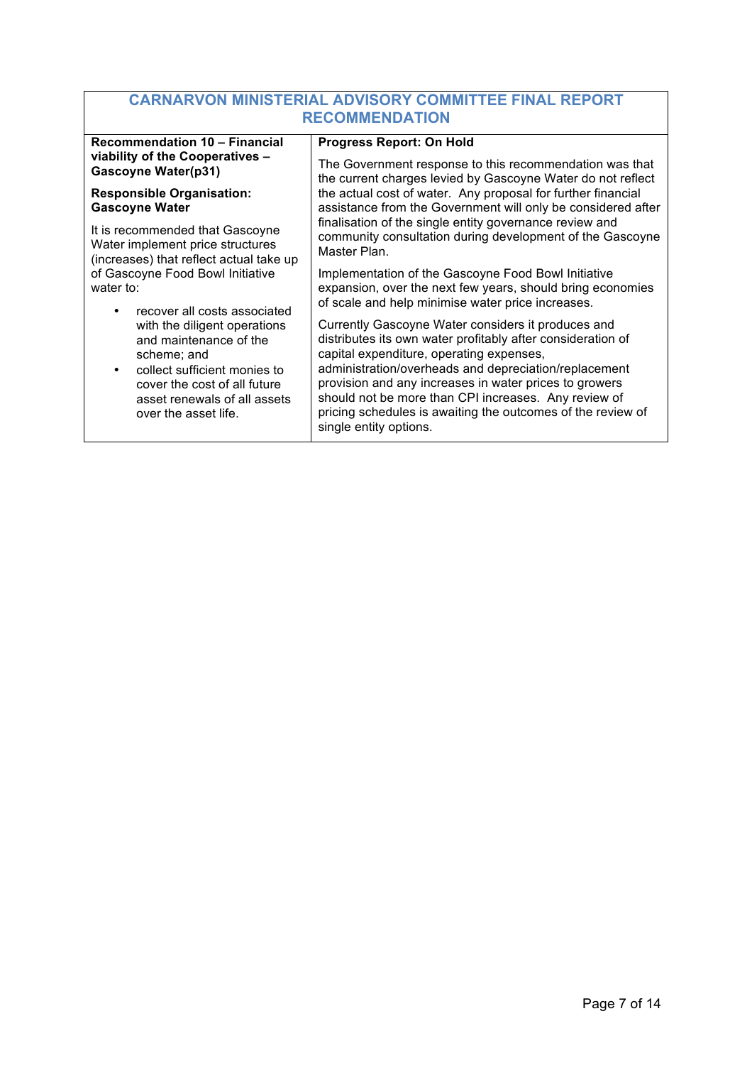| CARNARVON MINISTERIAL ADVISORY COMMITTEE FINAL REPORT RECOMMENDATION | |
|---|---|
| **Recommendation 10 – Financial viability of the Cooperatives – Gascoyne Water(p31)**<br><br>**Responsible Organisation: Gascoyne Water**<br><br>It is recommended that Gascoyne Water implement price structures (increases) that reflect actual take up of Gascoyne Food Bowl Initiative water to:<br><br>• recover all costs associated with the diligent operations and maintenance of the scheme; and<br>• collect sufficient monies to cover the cost of all future asset renewals of all assets over the asset life. | **Progress Report: On Hold**<br><br>The Government response to this recommendation was that the current charges levied by Gascoyne Water do not reflect the actual cost of water. Any proposal for further financial assistance from the Government will only be considered after finalisation of the single entity governance review and community consultation during development of the Gascoyne Master Plan.<br><br>Implementation of the Gascoyne Food Bowl Initiative expansion, over the next few years, should bring economies of scale and help minimise water price increases.<br><br>Currently Gascoyne Water considers it produces and distributes its own water profitably after consideration of capital expenditure, operating expenses, administration/overheads and depreciation/replacement provision and any increases in water prices to growers should not be more than CPI increases. Any review of pricing schedules is awaiting the outcomes of the review of single entity options. |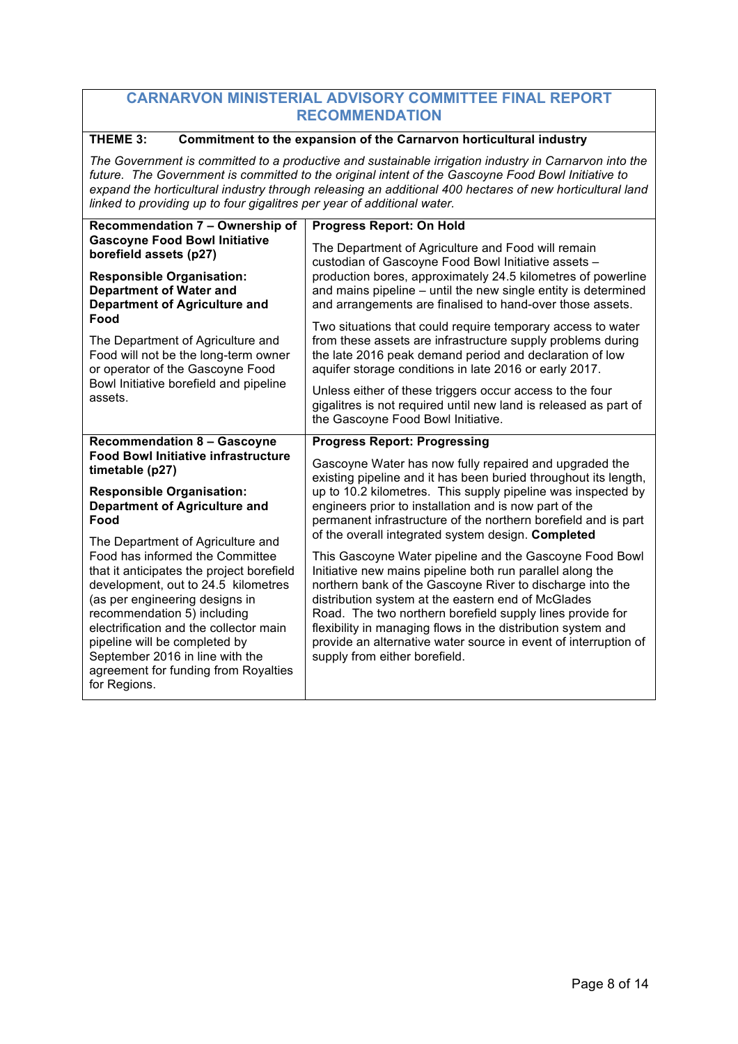## CARNARVON MINISTERIAL ADVISORY COMMITTEE FINAL REPORT RECOMMENDATION

**THEME 3: Commitment to the expansion of the Carnarvon horticultural industry**

*The Government is committed to a productive and sustainable irrigation industry in Carnarvon into the future. The Government is committed to the original intent of the Gascoyne Food Bowl Initiative to expand the horticultural industry through releasing an additional 400 hectares of new horticultural land linked to providing up to four gigalitres per year of additional water.*

| Recommendation | Progress Report |
|---|---|
| **Recommendation 7 – Ownership of Gascoyne Food Bowl Initiative borefield assets (p27)**<br><br>**Responsible Organisation: Department of Water and Department of Agriculture and Food**<br><br>The Department of Agriculture and Food will not be the long-term owner or operator of the Gascoyne Food Bowl Initiative borefield and pipeline assets. | **Progress Report: On Hold**<br><br>The Department of Agriculture and Food will remain custodian of Gascoyne Food Bowl Initiative assets – production bores, approximately 24.5 kilometres of powerline and mains pipeline – until the new single entity is determined and arrangements are finalised to hand-over those assets.<br><br>Two situations that could require temporary access to water from these assets are infrastructure supply problems during the late 2016 peak demand period and declaration of low aquifer storage conditions in late 2016 or early 2017.<br><br>Unless either of these triggers occur access to the four gigalitres is not required until new land is released as part of the Gascoyne Food Bowl Initiative. |
| **Recommendation 8 – Gascoyne Food Bowl Initiative infrastructure timetable (p27)**<br><br>**Responsible Organisation: Department of Agriculture and Food**<br><br>The Department of Agriculture and Food has informed the Committee that it anticipates the project borefield development, out to 24.5 kilometres (as per engineering designs in recommendation 5) including electrification and the collector main pipeline will be completed by September 2016 in line with the agreement for funding from Royalties for Regions. | **Progress Report: Progressing**<br><br>Gascoyne Water has now fully repaired and upgraded the existing pipeline and it has been buried throughout its length, up to 10.2 kilometres. This supply pipeline was inspected by engineers prior to installation and is now part of the permanent infrastructure of the northern borefield and is part of the overall integrated system design. **Completed**<br><br>This Gascoyne Water pipeline and the Gascoyne Food Bowl Initiative new mains pipeline both run parallel along the northern bank of the Gascoyne River to discharge into the distribution system at the eastern end of McGlades Road. The two northern borefield supply lines provide for flexibility in managing flows in the distribution system and provide an alternative water source in event of interruption of supply from either borefield. |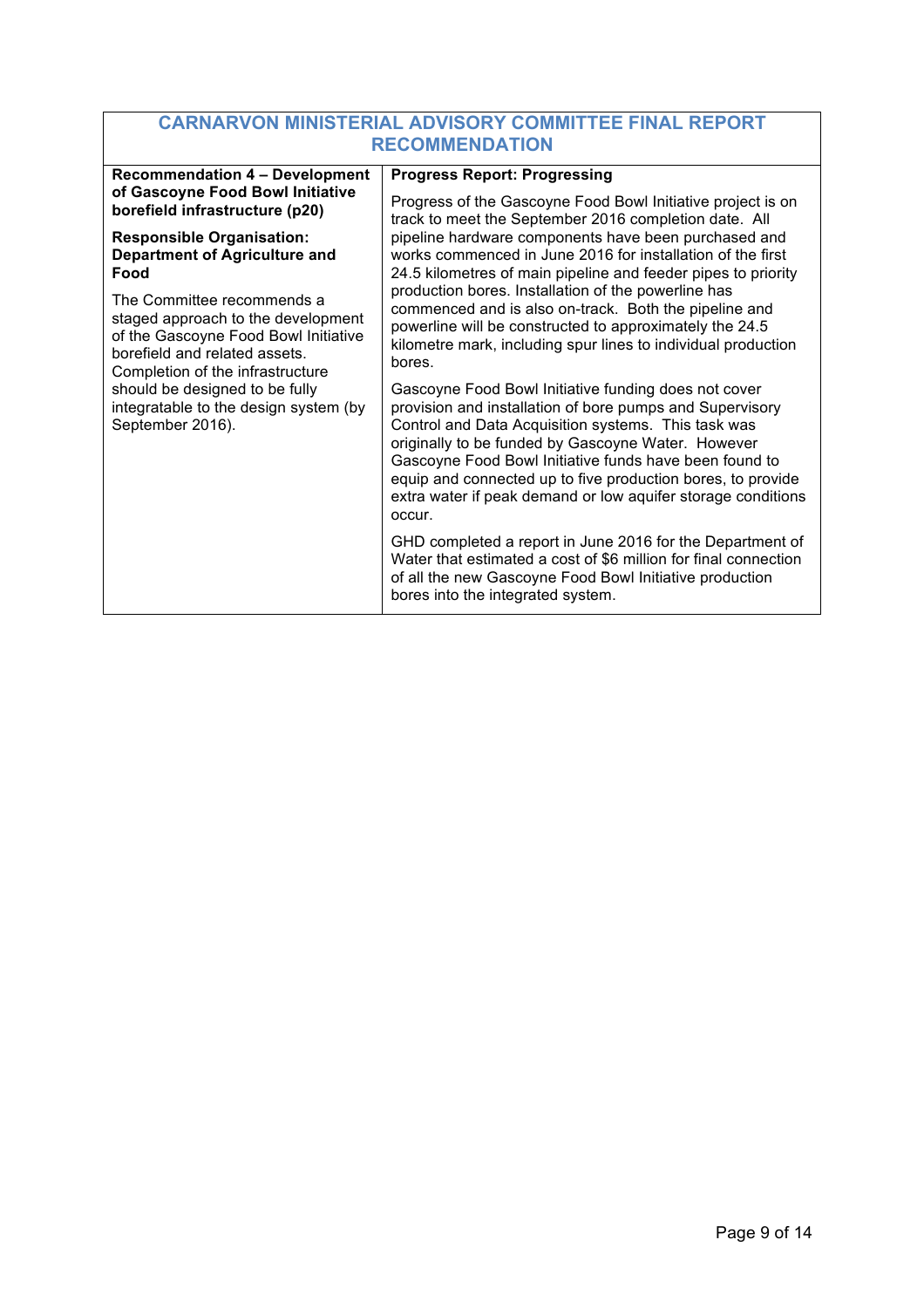| CARNARVON MINISTERIAL ADVISORY COMMITTEE FINAL REPORT RECOMMENDATION | |
|---|---|
| **Recommendation 4 – Development of Gascoyne Food Bowl Initiative borefield infrastructure (p20)**<br><br>**Responsible Organisation: Department of Agriculture and Food**<br><br>The Committee recommends a staged approach to the development of the Gascoyne Food Bowl Initiative borefield and related assets. Completion of the infrastructure should be designed to be fully integratable to the design system (by September 2016). | **Progress Report: Progressing**<br><br>Progress of the Gascoyne Food Bowl Initiative project is on track to meet the September 2016 completion date. All pipeline hardware components have been purchased and works commenced in June 2016 for installation of the first 24.5 kilometres of main pipeline and feeder pipes to priority production bores. Installation of the powerline has commenced and is also on-track. Both the pipeline and powerline will be constructed to approximately the 24.5 kilometre mark, including spur lines to individual production bores.<br><br>Gascoyne Food Bowl Initiative funding does not cover provision and installation of bore pumps and Supervisory Control and Data Acquisition systems. This task was originally to be funded by Gascoyne Water. However Gascoyne Food Bowl Initiative funds have been found to equip and connected up to five production bores, to provide extra water if peak demand or low aquifer storage conditions occur.<br><br>GHD completed a report in June 2016 for the Department of Water that estimated a cost of $6 million for final connection of all the new Gascoyne Food Bowl Initiative production bores into the integrated system. |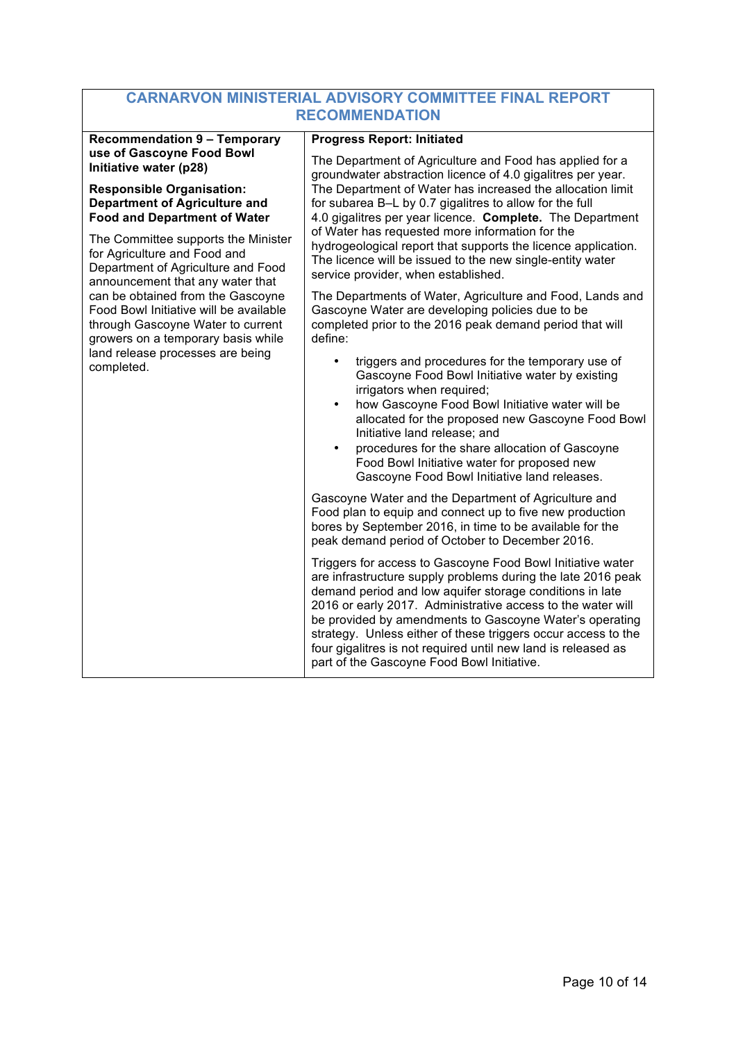| CARNARVON MINISTERIAL ADVISORY COMMITTEE FINAL REPORT RECOMMENDATION | |
|---|---|
| **Recommendation 9 – Temporary use of Gascoyne Food Bowl Initiative water (p28)**<br><br>**Responsible Organisation: Department of Agriculture and Food and Department of Water**<br><br>The Committee supports the Minister for Agriculture and Food and Department of Agriculture and Food announcement that any water that can be obtained from the Gascoyne Food Bowl Initiative will be available through Gascoyne Water to current growers on a temporary basis while land release processes are being completed. | **Progress Report: Initiated**<br><br>The Department of Agriculture and Food has applied for a groundwater abstraction licence of 4.0 gigalitres per year. The Department of Water has increased the allocation limit for subarea B–L by 0.7 gigalitres to allow for the full 4.0 gigalitres per year licence. **Complete.** The Department of Water has requested more information for the hydrogeological report that supports the licence application. The licence will be issued to the new single-entity water service provider, when established.<br><br>The Departments of Water, Agriculture and Food, Lands and Gascoyne Water are developing policies due to be completed prior to the 2016 peak demand period that will define:<br><br>• triggers and procedures for the temporary use of Gascoyne Food Bowl Initiative water by existing irrigators when required;<br>• how Gascoyne Food Bowl Initiative water will be allocated for the proposed new Gascoyne Food Bowl Initiative land release; and<br>• procedures for the share allocation of Gascoyne Food Bowl Initiative water for proposed new Gascoyne Food Bowl Initiative land releases.<br><br>Gascoyne Water and the Department of Agriculture and Food plan to equip and connect up to five new production bores by September 2016, in time to be available for the peak demand period of October to December 2016.<br><br>Triggers for access to Gascoyne Food Bowl Initiative water are infrastructure supply problems during the late 2016 peak demand period and low aquifer storage conditions in late 2016 or early 2017. Administrative access to the water will be provided by amendments to Gascoyne Water's operating strategy. Unless either of these triggers occur access to the four gigalitres is not required until new land is released as part of the Gascoyne Food Bowl Initiative. |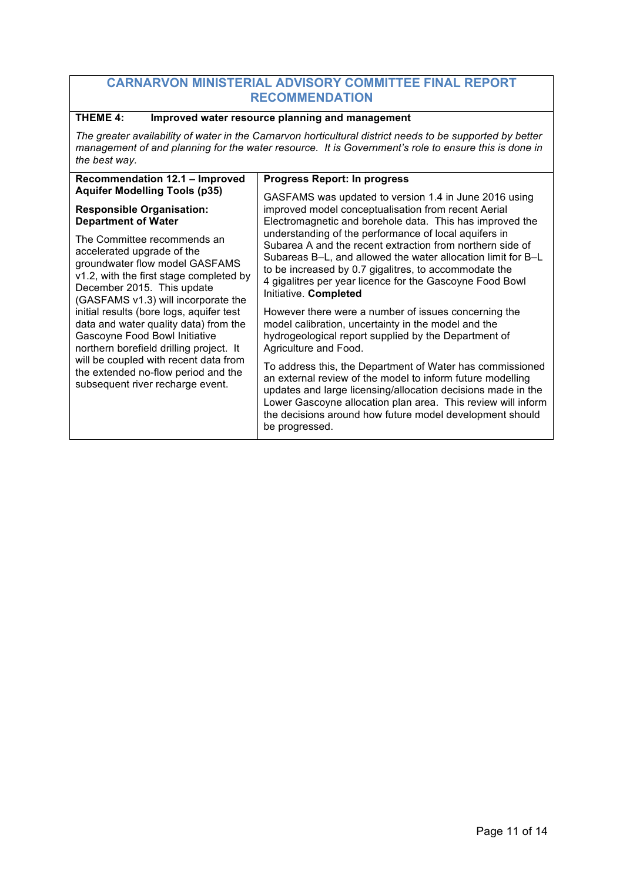| CARNARVON MINISTERIAL ADVISORY COMMITTEE FINAL REPORT RECOMMENDATION | |
|---|---|
| **THEME 4: Improved water resource planning and management** | |
| *The greater availability of water in the Carnarvon horticultural district needs to be supported by better management of and planning for the water resource. It is Government's role to ensure this is done in the best way.* | |
| **Recommendation 12.1 – Improved Aquifer Modelling Tools (p35)**<br><br>**Responsible Organisation: Department of Water**<br><br>The Committee recommends an accelerated upgrade of the groundwater flow model GASFAMS v1.2, with the first stage completed by December 2015. This update (GASFAMS v1.3) will incorporate the initial results (bore logs, aquifer test data and water quality data) from the Gascoyne Food Bowl Initiative northern borefield drilling project. It will be coupled with recent data from the extended no-flow period and the subsequent river recharge event. | **Progress Report: In progress**<br><br>GASFAMS was updated to version 1.4 in June 2016 using improved model conceptualisation from recent Aerial Electromagnetic and borehole data. This has improved the understanding of the performance of local aquifers in Subarea A and the recent extraction from northern side of Subareas B–L, and allowed the water allocation limit for B–L to be increased by 0.7 gigalitres, to accommodate the 4 gigalitres per year licence for the Gascoyne Food Bowl Initiative. **Completed**<br><br>However there were a number of issues concerning the model calibration, uncertainty in the model and the hydrogeological report supplied by the Department of Agriculture and Food.<br><br>To address this, the Department of Water has commissioned an external review of the model to inform future modelling updates and large licensing/allocation decisions made in the Lower Gascoyne allocation plan area. This review will inform the decisions around how future model development should be progressed. |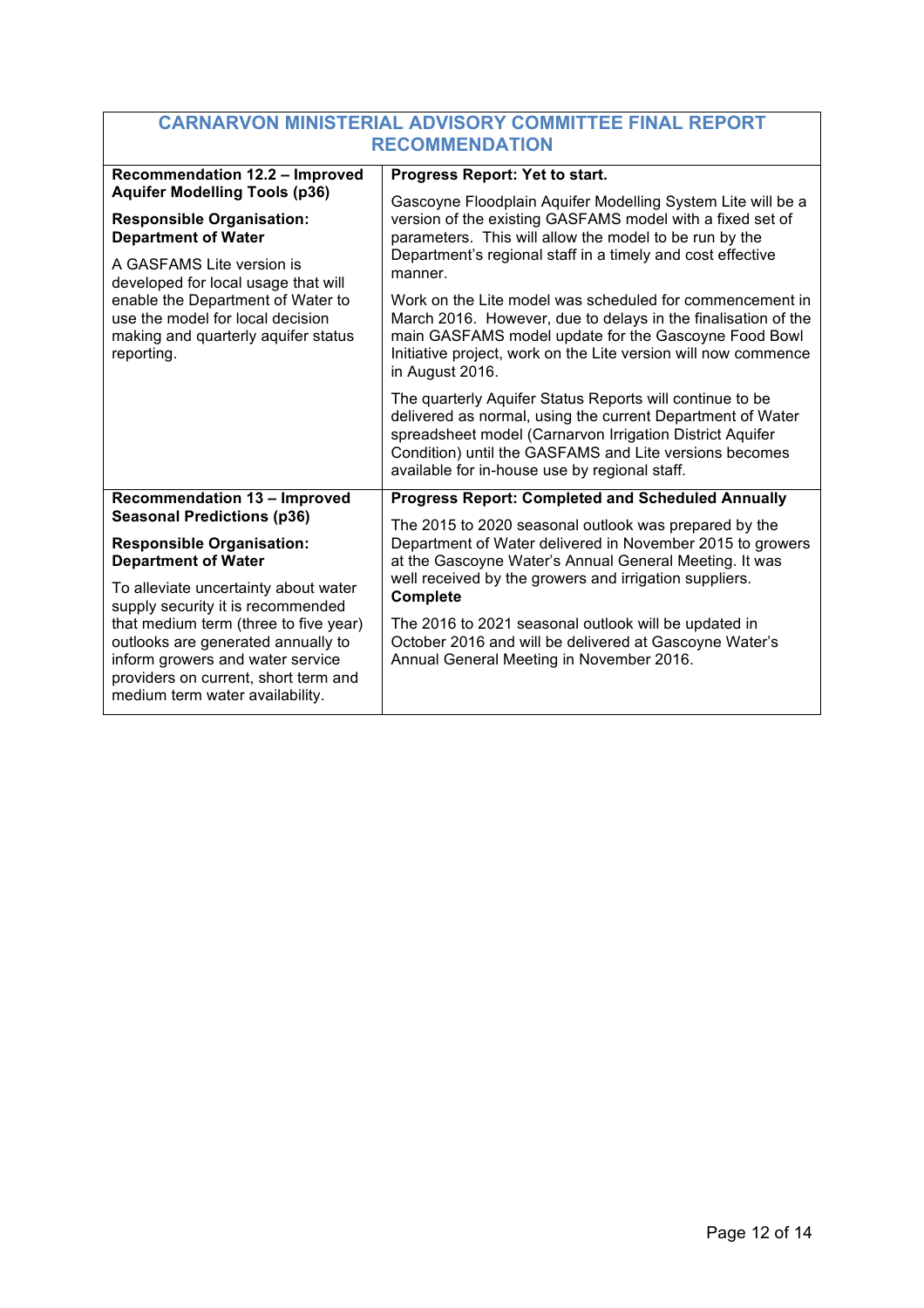| CARNARVON MINISTERIAL ADVISORY COMMITTEE FINAL REPORT RECOMMENDATION | |
|---|---|
| **Recommendation 12.2 – Improved Aquifer Modelling Tools (p36)**<br><br>**Responsible Organisation: Department of Water**<br><br>A GASFAMS Lite version is developed for local usage that will enable the Department of Water to use the model for local decision making and quarterly aquifer status reporting. | **Progress Report: Yet to start.**<br><br>Gascoyne Floodplain Aquifer Modelling System Lite will be a version of the existing GASFAMS model with a fixed set of parameters. This will allow the model to be run by the Department's regional staff in a timely and cost effective manner.<br><br>Work on the Lite model was scheduled for commencement in March 2016. However, due to delays in the finalisation of the main GASFAMS model update for the Gascoyne Food Bowl Initiative project, work on the Lite version will now commence in August 2016.<br><br>The quarterly Aquifer Status Reports will continue to be delivered as normal, using the current Department of Water spreadsheet model (Carnarvon Irrigation District Aquifer Condition) until the GASFAMS and Lite versions becomes available for in-house use by regional staff. |
| **Recommendation 13 – Improved Seasonal Predictions (p36)**<br><br>**Responsible Organisation: Department of Water**<br><br>To alleviate uncertainty about water supply security it is recommended that medium term (three to five year) outlooks are generated annually to inform growers and water service providers on current, short term and medium term water availability. | **Progress Report: Completed and Scheduled Annually**<br><br>The 2015 to 2020 seasonal outlook was prepared by the Department of Water delivered in November 2015 to growers at the Gascoyne Water's Annual General Meeting. It was well received by the growers and irrigation suppliers. **Complete**<br><br>The 2016 to 2021 seasonal outlook will be updated in October 2016 and will be delivered at Gascoyne Water's Annual General Meeting in November 2016. |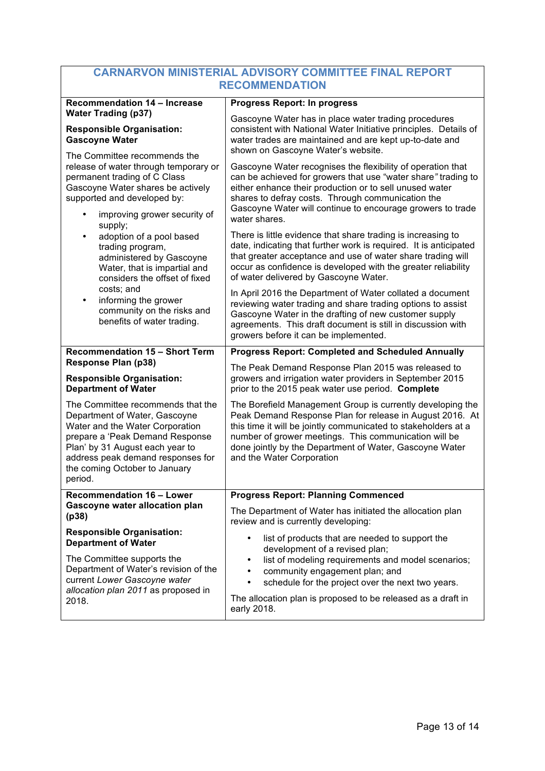| CARNARVON MINISTERIAL ADVISORY COMMITTEE FINAL REPORT RECOMMENDATION | |
|---|---|
| **Recommendation 14 – Increase Water Trading (p37)**<br><br>**Responsible Organisation: Gascoyne Water**<br><br>The Committee recommends the release of water through temporary or permanent trading of C Class Gascoyne Water shares be actively supported and developed by:<br>• improving grower security of supply;<br>• adoption of a pool based trading program, administered by Gascoyne Water, that is impartial and considers the offset of fixed costs; and<br>• informing the grower community on the risks and benefits of water trading. | **Progress Report: In progress**<br><br>Gascoyne Water has in place water trading procedures consistent with National Water Initiative principles. Details of water trades are maintained and are kept up-to-date and shown on Gascoyne Water's website.<br><br>Gascoyne Water recognises the flexibility of operation that can be achieved for growers that use "water share" trading to either enhance their production or to sell unused water shares to defray costs. Through communication the Gascoyne Water will continue to encourage growers to trade water shares.<br><br>There is little evidence that share trading is increasing to date, indicating that further work is required. It is anticipated that greater acceptance and use of water share trading will occur as confidence is developed with the greater reliability of water delivered by Gascoyne Water.<br><br>In April 2016 the Department of Water collated a document reviewing water trading and share trading options to assist Gascoyne Water in the drafting of new customer supply agreements. This draft document is still in discussion with growers before it can be implemented. |
| **Recommendation 15 – Short Term Response Plan (p38)**<br><br>**Responsible Organisation: Department of Water**<br><br>The Committee recommends that the Department of Water, Gascoyne Water and the Water Corporation prepare a 'Peak Demand Response Plan' by 31 August each year to address peak demand responses for the coming October to January period. | **Progress Report: Completed and Scheduled Annually**<br><br>The Peak Demand Response Plan 2015 was released to growers and irrigation water providers in September 2015 prior to the 2015 peak water use period. **Complete**<br><br>The Borefield Management Group is currently developing the Peak Demand Response Plan for release in August 2016. At this time it will be jointly communicated to stakeholders at a number of grower meetings. This communication will be done jointly by the Department of Water, Gascoyne Water and the Water Corporation |
| **Recommendation 16 – Lower Gascoyne water allocation plan (p38)**<br><br>**Responsible Organisation: Department of Water**<br><br>The Committee supports the Department of Water's revision of the current *Lower Gascoyne water allocation plan 2011* as proposed in 2018. | **Progress Report: Planning Commenced**<br><br>The Department of Water has initiated the allocation plan review and is currently developing:<br>• list of products that are needed to support the development of a revised plan;<br>• list of modeling requirements and model scenarios;<br>• community engagement plan; and<br>• schedule for the project over the next two years.<br><br>The allocation plan is proposed to be released as a draft in early 2018. |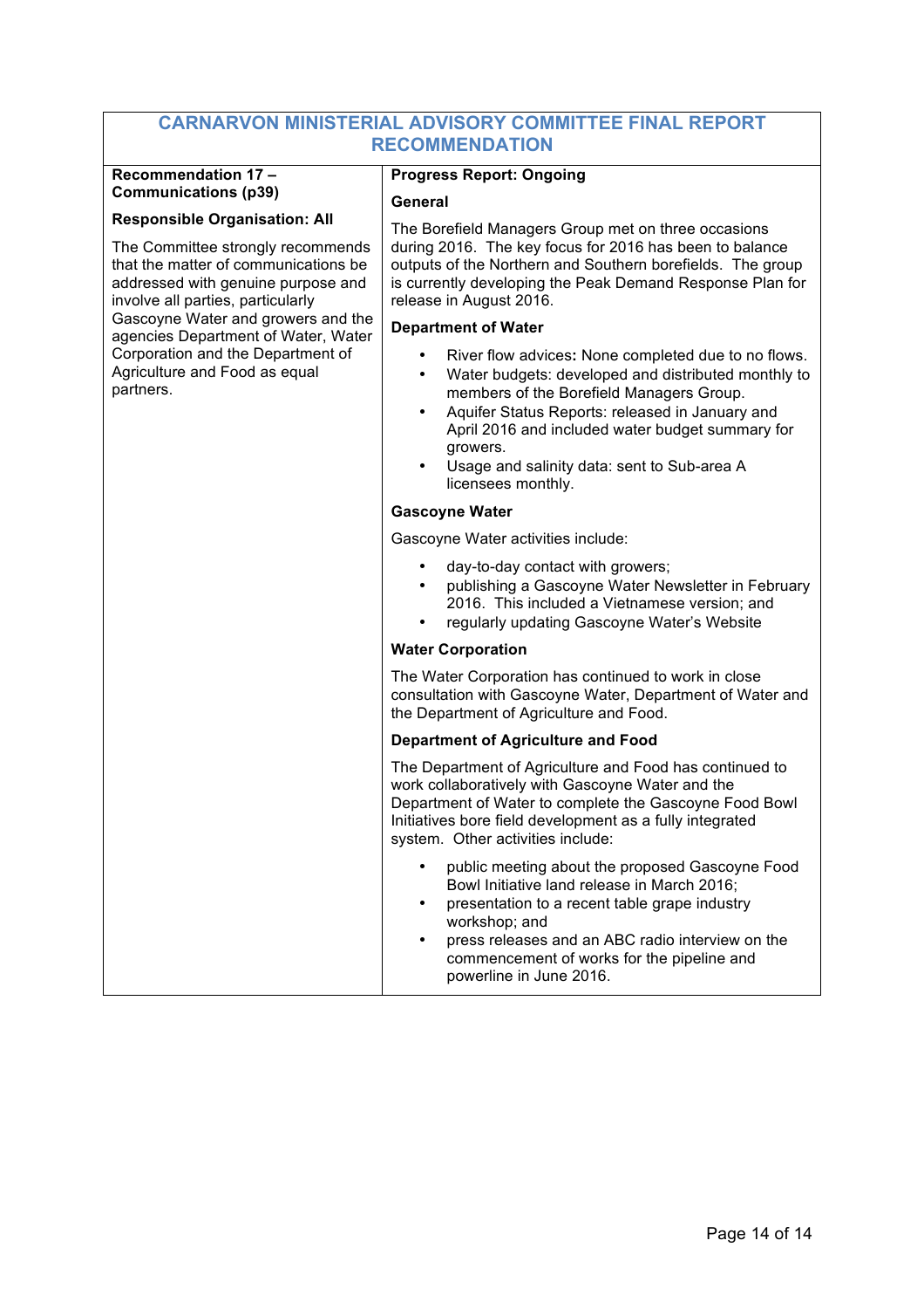| CARNARVON MINISTERIAL ADVISORY COMMITTEE FINAL REPORT RECOMMENDATION | |
|---|---|
| **Recommendation 17 – Communications (p39)**<br><br>**Responsible Organisation: All**<br><br>The Committee strongly recommends that the matter of communications be addressed with genuine purpose and involve all parties, particularly Gascoyne Water and growers and the agencies Department of Water, Water Corporation and the Department of Agriculture and Food as equal partners. | **Progress Report: Ongoing**<br><br>**General**<br><br>The Borefield Managers Group met on three occasions during 2016. The key focus for 2016 has been to balance outputs of the Northern and Southern borefields. The group is currently developing the Peak Demand Response Plan for release in August 2016.<br><br>**Department of Water**<br><br>• River flow advices**:** None completed due to no flows.<br>• Water budgets: developed and distributed monthly to members of the Borefield Managers Group.<br>• Aquifer Status Reports: released in January and April 2016 and included water budget summary for growers.<br>• Usage and salinity data: sent to Sub-area A licensees monthly.<br><br>**Gascoyne Water**<br><br>Gascoyne Water activities include:<br><br>• day-to-day contact with growers;<br>• publishing a Gascoyne Water Newsletter in February 2016. This included a Vietnamese version; and<br>• regularly updating Gascoyne Water's Website<br><br>**Water Corporation**<br><br>The Water Corporation has continued to work in close consultation with Gascoyne Water, Department of Water and the Department of Agriculture and Food.<br><br>**Department of Agriculture and Food**<br><br>The Department of Agriculture and Food has continued to work collaboratively with Gascoyne Water and the Department of Water to complete the Gascoyne Food Bowl Initiatives bore field development as a fully integrated system. Other activities include:<br><br>• public meeting about the proposed Gascoyne Food Bowl Initiative land release in March 2016;<br>• presentation to a recent table grape industry workshop; and<br>• press releases and an ABC radio interview on the commencement of works for the pipeline and powerline in June 2016. |